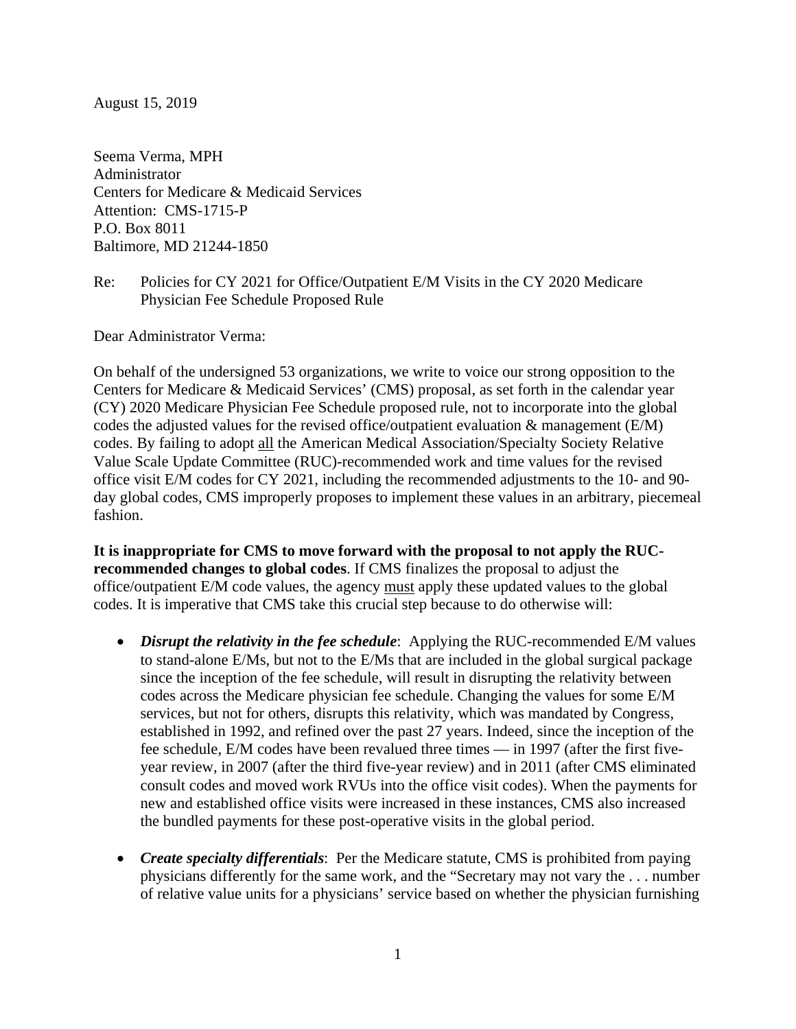August 15, 2019

Seema Verma, MPH
Administrator
Centers for Medicare & Medicaid Services
Attention: CMS-1715-P
P.O. Box 8011
Baltimore, MD 21244-1850

Re: Policies for CY 2021 for Office/Outpatient E/M Visits in the CY 2020 Medicare Physician Fee Schedule Proposed Rule

Dear Administrator Verma:

On behalf of the undersigned 53 organizations, we write to voice our strong opposition to the Centers for Medicare & Medicaid Services' (CMS) proposal, as set forth in the calendar year (CY) 2020 Medicare Physician Fee Schedule proposed rule, not to incorporate into the global codes the adjusted values for the revised office/outpatient evaluation & management (E/M) codes. By failing to adopt <u>all</u> the American Medical Association/Specialty Society Relative Value Scale Update Committee (RUC)-recommended work and time values for the revised office visit E/M codes for CY 2021, including the recommended adjustments to the 10- and 90-day global codes, CMS improperly proposes to implement these values in an arbitrary, piecemeal fashion.

**It is inappropriate for CMS to move forward with the proposal to not apply the RUC-recommended changes to global codes**. If CMS finalizes the proposal to adjust the office/outpatient E/M code values, the agency <u>must</u> apply these updated values to the global codes. It is imperative that CMS take this crucial step because to do otherwise will:

- ***Disrupt the relativity in the fee schedule***: Applying the RUC-recommended E/M values to stand-alone E/Ms, but not to the E/Ms that are included in the global surgical package since the inception of the fee schedule, will result in disrupting the relativity between codes across the Medicare physician fee schedule. Changing the values for some E/M services, but not for others, disrupts this relativity, which was mandated by Congress, established in 1992, and refined over the past 27 years. Indeed, since the inception of the fee schedule, E/M codes have been revalued three times — in 1997 (after the first five-year review, in 2007 (after the third five-year review) and in 2011 (after CMS eliminated consult codes and moved work RVUs into the office visit codes). When the payments for new and established office visits were increased in these instances, CMS also increased the bundled payments for these post-operative visits in the global period.

- ***Create specialty differentials***: Per the Medicare statute, CMS is prohibited from paying physicians differently for the same work, and the "Secretary may not vary the . . . number of relative value units for a physicians' service based on whether the physician furnishing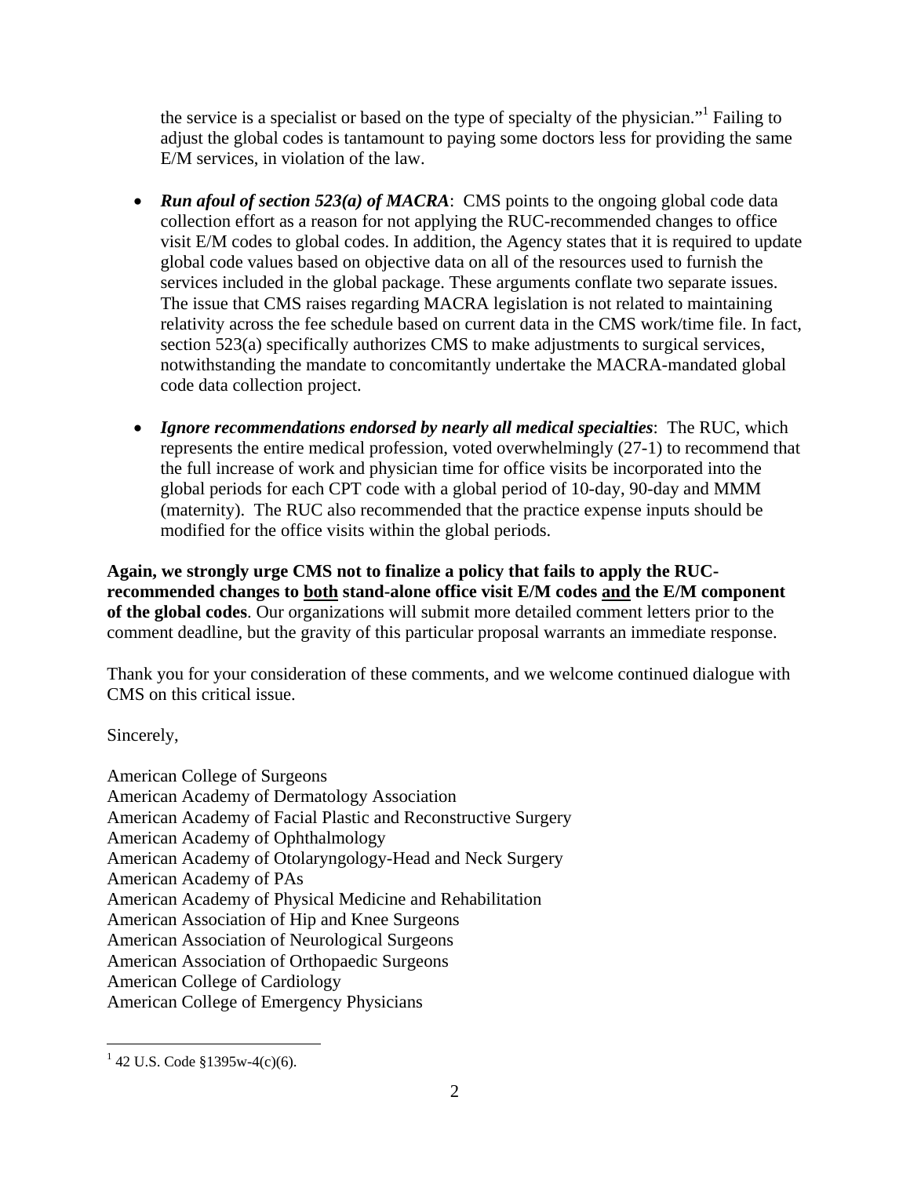the service is a specialist or based on the type of specialty of the physician."[1] Failing to adjust the global codes is tantamount to paying some doctors less for providing the same E/M services, in violation of the law.

- ***Run afoul of section 523(a) of MACRA***: CMS points to the ongoing global code data collection effort as a reason for not applying the RUC-recommended changes to office visit E/M codes to global codes. In addition, the Agency states that it is required to update global code values based on objective data on all of the resources used to furnish the services included in the global package. These arguments conflate two separate issues. The issue that CMS raises regarding MACRA legislation is not related to maintaining relativity across the fee schedule based on current data in the CMS work/time file. In fact, section 523(a) specifically authorizes CMS to make adjustments to surgical services, notwithstanding the mandate to concomitantly undertake the MACRA-mandated global code data collection project.

- ***Ignore recommendations endorsed by nearly all medical specialties***: The RUC, which represents the entire medical profession, voted overwhelmingly (27-1) to recommend that the full increase of work and physician time for office visits be incorporated into the global periods for each CPT code with a global period of 10-day, 90-day and MMM (maternity). The RUC also recommended that the practice expense inputs should be modified for the office visits within the global periods.

**Again, we strongly urge CMS not to finalize a policy that fails to apply the RUC-recommended changes to <u>both</u> stand-alone office visit E/M codes <u>and</u> the E/M component of the global codes**. Our organizations will submit more detailed comment letters prior to the comment deadline, but the gravity of this particular proposal warrants an immediate response.

Thank you for your consideration of these comments, and we welcome continued dialogue with CMS on this critical issue.

Sincerely,

American College of Surgeons
American Academy of Dermatology Association
American Academy of Facial Plastic and Reconstructive Surgery
American Academy of Ophthalmology
American Academy of Otolaryngology-Head and Neck Surgery
American Academy of PAs
American Academy of Physical Medicine and Rehabilitation
American Association of Hip and Knee Surgeons
American Association of Neurological Surgeons
American Association of Orthopaedic Surgeons
American College of Cardiology
American College of Emergency Physicians

[1] 42 U.S. Code §1395w-4(c)(6).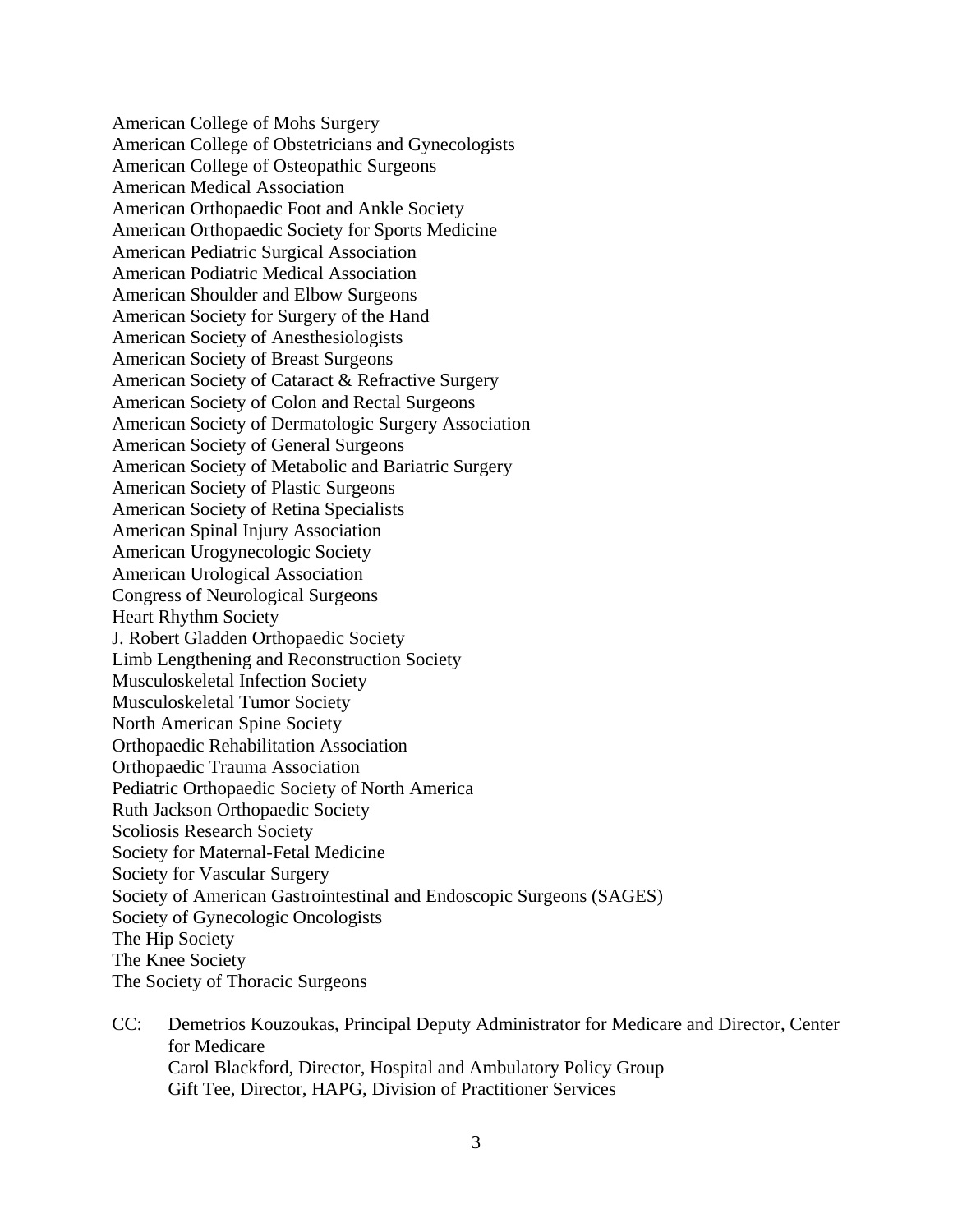American College of Mohs Surgery
American College of Obstetricians and Gynecologists
American College of Osteopathic Surgeons
American Medical Association
American Orthopaedic Foot and Ankle Society
American Orthopaedic Society for Sports Medicine
American Pediatric Surgical Association
American Podiatric Medical Association
American Shoulder and Elbow Surgeons
American Society for Surgery of the Hand
American Society of Anesthesiologists
American Society of Breast Surgeons
American Society of Cataract & Refractive Surgery
American Society of Colon and Rectal Surgeons
American Society of Dermatologic Surgery Association
American Society of General Surgeons
American Society of Metabolic and Bariatric Surgery
American Society of Plastic Surgeons
American Society of Retina Specialists
American Spinal Injury Association
American Urogynecologic Society
American Urological Association
Congress of Neurological Surgeons
Heart Rhythm Society
J. Robert Gladden Orthopaedic Society
Limb Lengthening and Reconstruction Society
Musculoskeletal Infection Society
Musculoskeletal Tumor Society
North American Spine Society
Orthopaedic Rehabilitation Association
Orthopaedic Trauma Association
Pediatric Orthopaedic Society of North America
Ruth Jackson Orthopaedic Society
Scoliosis Research Society
Society for Maternal-Fetal Medicine
Society for Vascular Surgery
Society of American Gastrointestinal and Endoscopic Surgeons (SAGES)
Society of Gynecologic Oncologists
The Hip Society
The Knee Society
The Society of Thoracic Surgeons

CC: Demetrios Kouzoukas, Principal Deputy Administrator for Medicare and Director, Center for Medicare
Carol Blackford, Director, Hospital and Ambulatory Policy Group
Gift Tee, Director, HAPG, Division of Practitioner Services